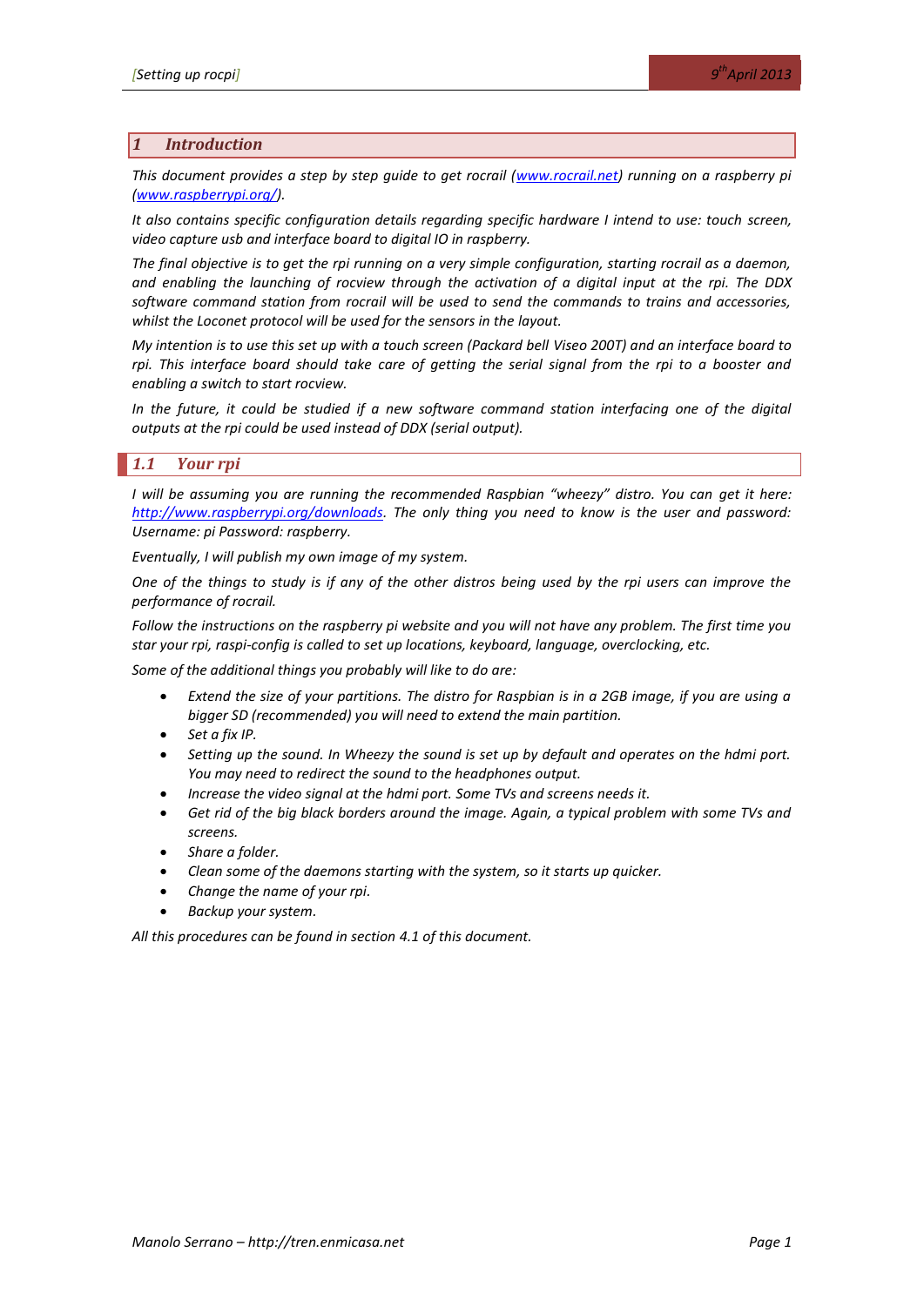# 1 Introduction

*This document provides a step by step guide to get rocrail ([www.rocrail.net](http://www.rocrail.net)) running on a raspberry pi ([www.raspberrypi.org/](http://www.raspberrypi.org/)).*

*It also contains specific configuration details regarding specific hardware I intend to use: touch screen, video capture usb and interface board to digital IO in raspberry.*

*The final objective is to get the rpi running on a very simple configuration, starting rocrail as a daemon, and enabling the launching of rocview through the activation of a digital input at the rpi. The DDX software command station from rocrail will be used to send the commands to trains and accessories, whilst the Loconet protocol will be used for the sensors in the layout.*

*My intention is to use this set up with a touch screen (Packard bell Viseo 200T) and an interface board to rpi. This interface board should take care of getting the serial signal from the rpi to a booster and enabling a switch to start rocview.*

*In the future, it could be studied if a new software command station interfacing one of the digital outputs at the rpi could be used instead of DDX (serial output).*

## 1.1 Your rpi

*I will be assuming you are running the recommended Raspbian "wheezy" distro. You can get it here: [http://www.raspberrypi.org/downloads](http://www.raspberrypi.org/downloads). The only thing you need to know is the user and password: Username: pi Password: raspberry.*

*Eventually, I will publish my own image of my system.*

*One of the things to study is if any of the other distros being used by the rpi users can improve the performance of rocrail.*

*Follow the instructions on the raspberry pi website and you will not have any problem. The first time you star your rpi, raspi-config is called to set up locations, keyboard, language, overclocking, etc.*

*Some of the additional things you probably will like to do are:*

- *Extend the size of your partitions. The distro for Raspbian is in a 2GB image, if you are using a bigger SD (recommended) you will need to extend the main partition.*
- *Set a fix IP.*
- *Setting up the sound. In Wheezy the sound is set up by default and operates on the hdmi port. You may need to redirect the sound to the headphones output.*
- *Increase the video signal at the hdmi port. Some TVs and screens needs it.*
- *Get rid of the big black borders around the image. Again, a typical problem with some TVs and screens.*
- *Share a folder.*
- *Clean some of the daemons starting with the system, so it starts up quicker.*
- *Change the name of your rpi.*
- *Backup your system.*

*All this procedures can be found in section 4.1 of this document.*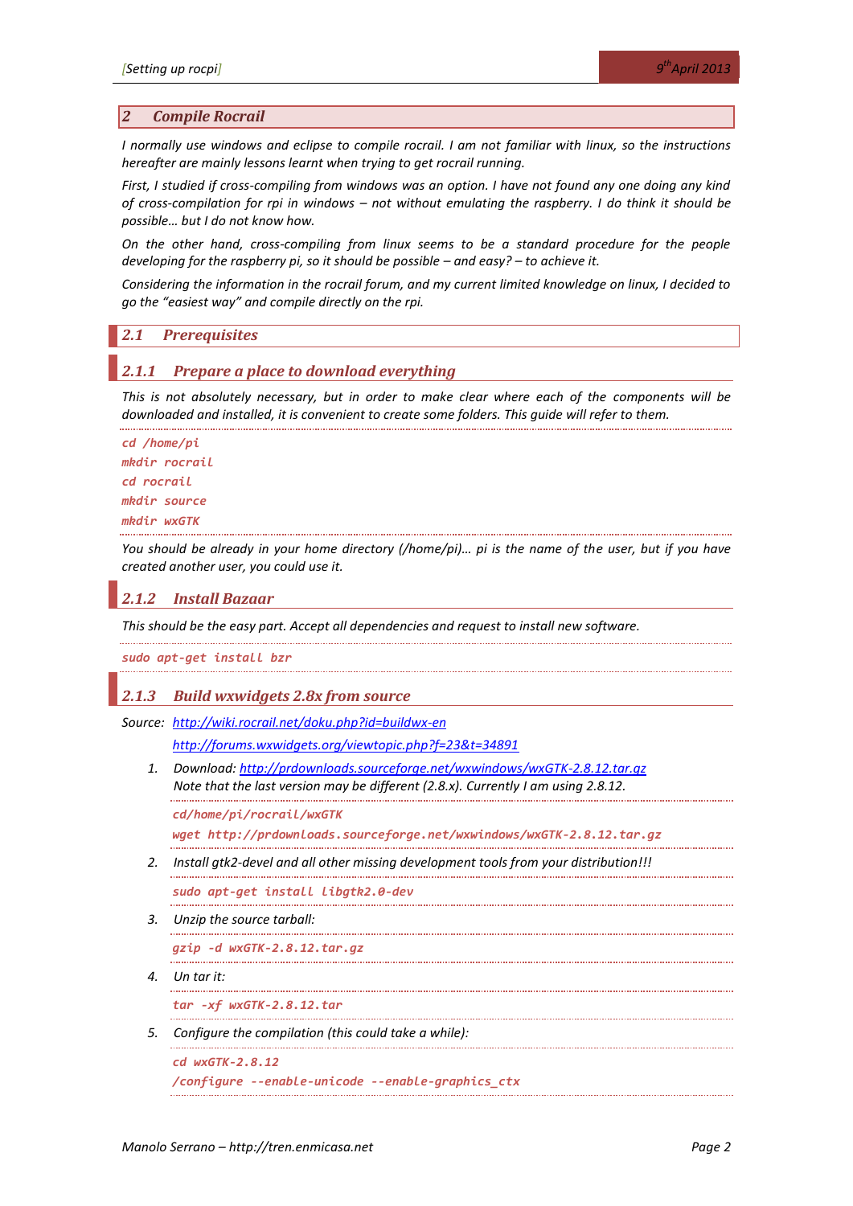## 2 Compile Rocrail

*I normally use windows and eclipse to compile rocrail. I am not familiar with linux, so the instructions hereafter are mainly lessons learnt when trying to get rocrail running.*

*First, I studied if cross-compiling from windows was an option. I have not found any one doing any kind of cross-compilation for rpi in windows – not without emulating the raspberry. I do think it should be possible… but I do not know how.*

*On the other hand, cross-compiling from linux seems to be a standard procedure for the people developing for the raspberry pi, so it should be possible – and easy? – to achieve it.*

*Considering the information in the rocrail forum, and my current limited knowledge on linux, I decided to go the "easiest way" and compile directly on the rpi.*

### 2.1 Prerequisites

#### 2.1.1 Prepare a place to download everything

*This is not absolutely necessary, but in order to make clear where each of the components will be downloaded and installed, it is convenient to create some folders. This guide will refer to them.*

```
cd /home/pi
mkdir rocrail
cd rocrail
mkdir source
mkdir wxGTK
```

*You should be already in your home directory (/home/pi)… pi is the name of the user, but if you have created another user, you could use it.*

#### 2.1.2 Install Bazaar

*This should be the easy part. Accept all dependencies and request to install new software.*

```
sudo apt-get install bzr
```

#### 2.1.3 Build wxwidgets 2.8x from source

Source: [http://wiki.rocrail.net/doku.php?id=buildwx-en](http://wiki.rocrail.net/doku.php?id=buildwx-en)
[http://forums.wxwidgets.org/viewtopic.php?f=23&t=34891](http://forums.wxwidgets.org/viewtopic.php?f=23&t=34891)

1. Download: [http://prdownloads.sourceforge.net/wxwindows/wxGTK-2.8.12.tar.gz](http://prdownloads.sourceforge.net/wxwindows/wxGTK-2.8.12.tar.gz)
   Note that the last version may be different (2.8.x). Currently I am using 2.8.12.

   ```
   cd/home/pi/rocrail/wxGTK
   wget http://prdownloads.sourceforge.net/wxwindows/wxGTK-2.8.12.tar.gz
   ```

2. Install gtk2-devel and all other missing development tools from your distribution!!!

   ```
   sudo apt-get install libgtk2.0-dev
   ```

3. Unzip the source tarball:

   ```
   gzip -d wxGTK-2.8.12.tar.gz
   ```

4. Un tar it:

   ```
   tar -xf wxGTK-2.8.12.tar
   ```

5. Configure the compilation (this could take a while):

   ```
   cd wxGTK-2.8.12
   /configure --enable-unicode --enable-graphics_ctx
   ```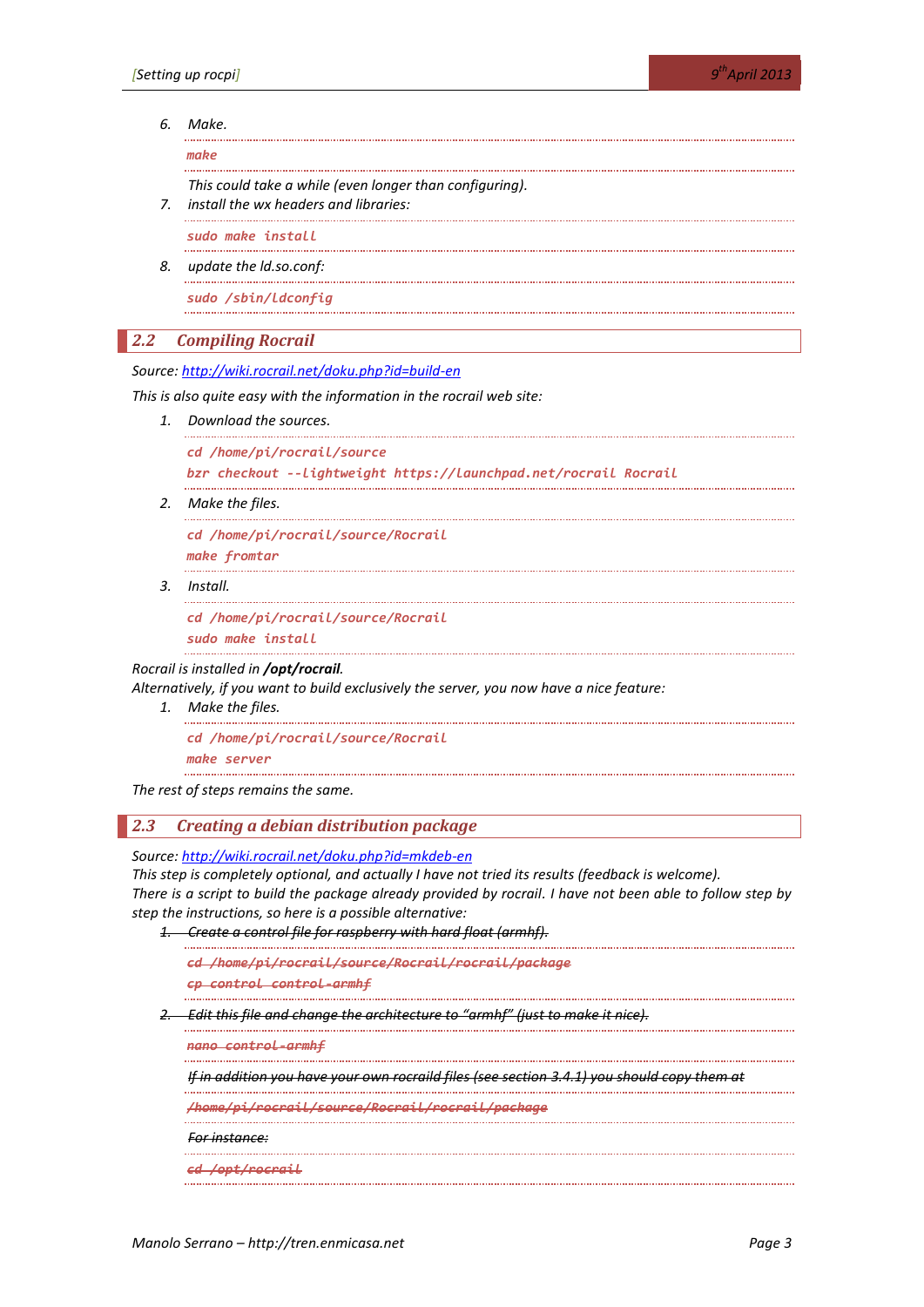6. Make.

```
make
```

   This could take a while (even longer than configuring).

7. install the wx headers and libraries:

```
sudo make install
```

8. update the ld.so.conf:

```
sudo /sbin/ldconfig
```

## 2.2 Compiling Rocrail

Source: http://wiki.rocrail.net/doku.php?id=build-en

This is also quite easy with the information in the rocrail web site:

1. Download the sources.

```
cd /home/pi/rocrail/source
bzr checkout --lightweight https://launchpad.net/rocrail Rocrail
```

2. Make the files.

```
cd /home/pi/rocrail/source/Rocrail
make fromtar
```

3. Install.

```
cd /home/pi/rocrail/source/Rocrail
sudo make install
```

Rocrail is installed in ***/opt/rocrail***.
Alternatively, if you want to build exclusively the server, you now have a nice feature:

1. Make the files.

```
cd /home/pi/rocrail/source/Rocrail
make server
```

The rest of steps remains the same.

## 2.3 Creating a debian distribution package

Source: http://wiki.rocrail.net/doku.php?id=mkdeb-en
This step is completely optional, and actually I have not tried its results (feedback is welcome).
There is a script to build the package already provided by rocrail. I have not been able to follow step by step the instructions, so here is a possible alternative:

1. ~~Create a control file for raspberry with hard float (armhf).~~

```
cd /home/pi/rocrail/source/Rocrail/rocrail/package
cp control control-armhf
```

2. ~~Edit this file and change the architecture to "armhf" (just to make it nice).~~

```
nano control-armhf
```

   ~~If in addition you have your own rocraild files (see section 3.4.1) you should copy them at~~

   ~~/home/pi/rocrail/source/Rocrail/rocrail/package~~

   ~~For instance:~~

```
cd /opt/rocrail
```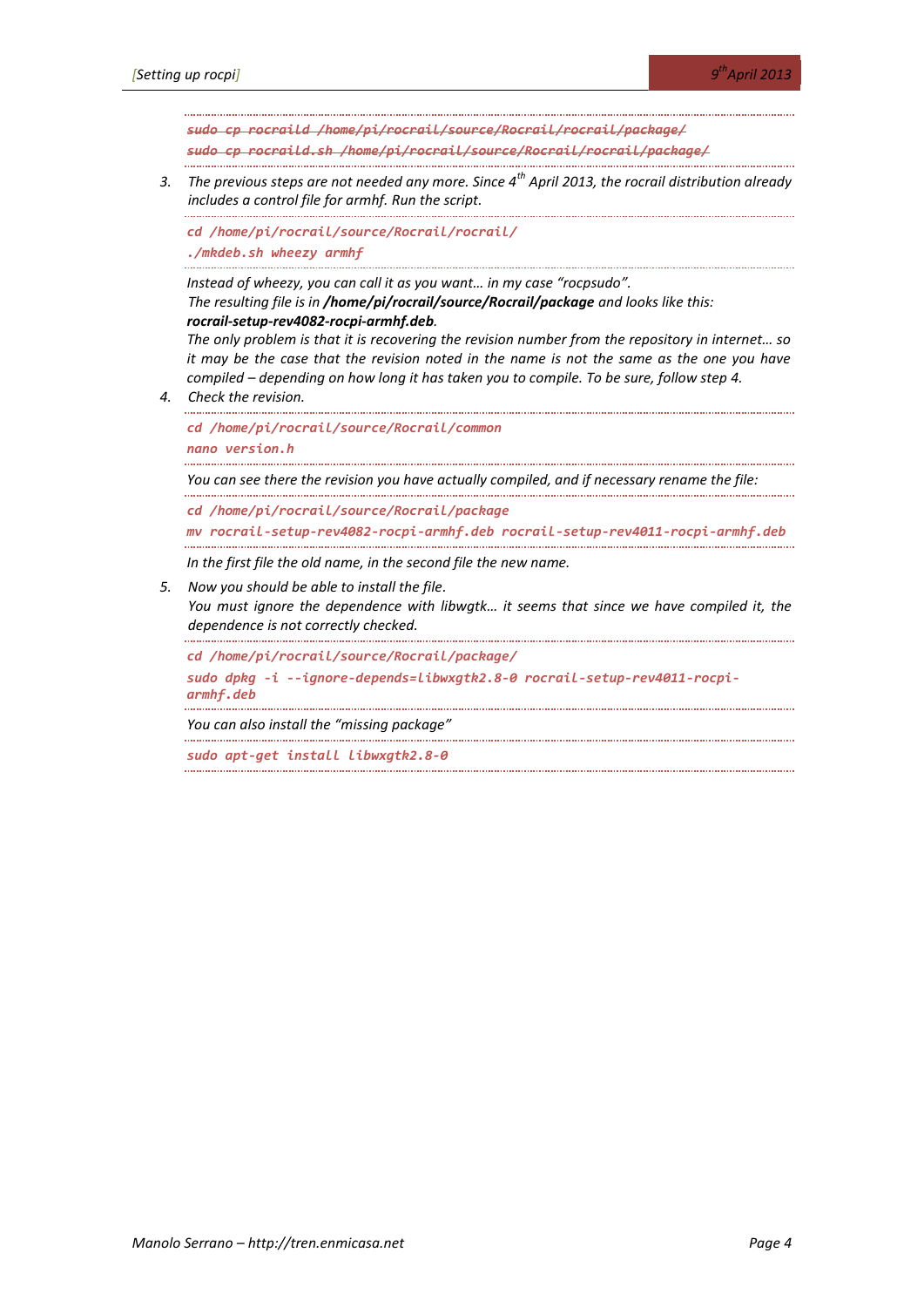```
~~sudo cp rocraild /home/pi/rocrail/source/Rocrail/rocrail/package/~~
~~sudo cp rocraild.sh /home/pi/rocrail/source/Rocrail/rocrail/package/~~
```

3. *The previous steps are not needed any more. Since 4th April 2013, the rocrail distribution already includes a control file for armhf. Run the script.*

```
cd /home/pi/rocrail/source/Rocrail/rocrail/
./mkdeb.sh wheezy armhf
```

*Instead of wheezy, you can call it as you want… in my case "rocpsudo".*
*The resulting file is in* ***/home/pi/rocrail/source/Rocrail/package*** *and looks like this:* ***rocrail-setup-rev4082-rocpi-armhf.deb****.*
*The only problem is that it is recovering the revision number from the repository in internet… so it may be the case that the revision noted in the name is not the same as the one you have compiled – depending on how long it has taken you to compile. To be sure, follow step 4.*

4. *Check the revision.*

```
cd /home/pi/rocrail/source/Rocrail/common
nano version.h
```

*You can see there the revision you have actually compiled, and if necessary rename the file:*

```
cd /home/pi/rocrail/source/Rocrail/package
mv rocrail-setup-rev4082-rocpi-armhf.deb rocrail-setup-rev4011-rocpi-armhf.deb
```

*In the first file the old name, in the second file the new name.*

5. *Now you should be able to install the file.*
*You must ignore the dependence with libwgtk… it seems that since we have compiled it, the dependence is not correctly checked.*

```
cd /home/pi/rocrail/source/Rocrail/package/
sudo dpkg -i --ignore-depends=libwxgtk2.8-0 rocrail-setup-rev4011-rocpi-armhf.deb
```

*You can also install the "missing package"*

```
sudo apt-get install libwxgtk2.8-0
```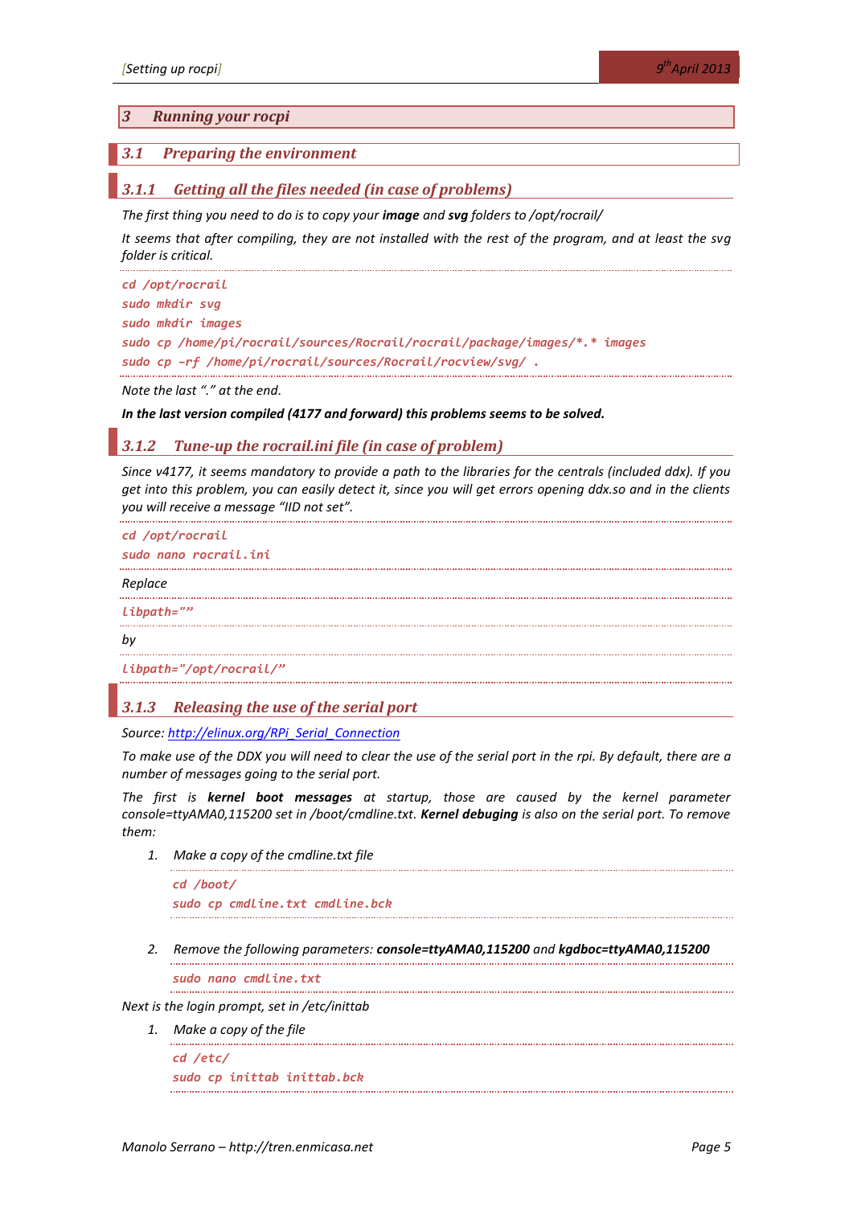# 3 Running your rocpi

## 3.1 Preparing the environment

### 3.1.1 Getting all the files needed (in case of problems)

*The first thing you need to do is to copy your **image** and **svg** folders to /opt/rocrail/*

*It seems that after compiling, they are not installed with the rest of the program, and at least the svg folder is critical.*

```
cd /opt/rocrail
sudo mkdir svg
sudo mkdir images
sudo cp /home/pi/rocrail/sources/Rocrail/rocrail/package/images/*.* images
sudo cp -rf /home/pi/rocrail/sources/Rocrail/rocview/svg/ .
```

*Note the last "." at the end.*

***In the last version compiled (4177 and forward) this problems seems to be solved.***

### 3.1.2 Tune-up the rocrail.ini file (in case of problem)

*Since v4177, it seems mandatory to provide a path to the libraries for the centrals (included ddx). If you get into this problem, you can easily detect it, since you will get errors opening ddx.so and in the clients you will receive a message "IID not set".*

```
cd /opt/rocrail
sudo nano rocrail.ini
```

*Replace*

```
libpath=""
```

*by*

```
libpath="/opt/rocrail/"
```

### 3.1.3 Releasing the use of the serial port

*Source: [http://elinux.org/RPi_Serial_Connection](http://elinux.org/RPi_Serial_Connection)*

*To make use of the DDX you will need to clear the use of the serial port in the rpi. By default, there are a number of messages going to the serial port.*

*The first is **kernel boot messages** at startup, those are caused by the kernel parameter console=ttyAMA0,115200 set in /boot/cmdline.txt. **Kernel debuging** is also on the serial port. To remove them:*

1. *Make a copy of the cmdline.txt file*

   ```
   cd /boot/
   sudo cp cmdline.txt cmdline.bck
   ```

2. *Remove the following parameters: **console=ttyAMA0,115200** and **kgdboc=ttyAMA0,115200***

   ```
   sudo nano cmdline.txt
   ```

*Next is the login prompt, set in /etc/inittab*

1. *Make a copy of the file*

   ```
   cd /etc/
   sudo cp inittab inittab.bck
   ```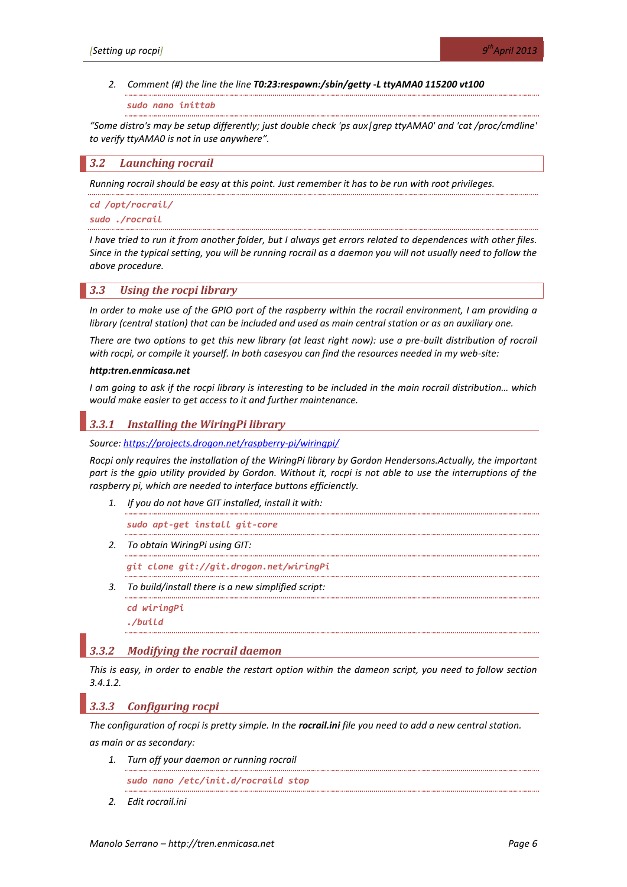2. *Comment (#) the line the line **T0:23:respawn:/sbin/getty -L ttyAMA0 115200 vt100***

   ```
   sudo nano inittab
   ```

*"Some distro's may be setup differently; just double check 'ps aux|grep ttyAMA0' and 'cat /proc/cmdline' to verify ttyAMA0 is not in use anywhere".*

## 3.2 Launching rocrail

*Running rocrail should be easy at this point. Just remember it has to be run with root privileges.*

```
cd /opt/rocrail/
sudo ./rocrail
```

*I have tried to run it from another folder, but I always get errors related to dependences with other files. Since in the typical setting, you will be running rocrail as a daemon you will not usually need to follow the above procedure.*

## 3.3 Using the rocpi library

*In order to make use of the GPIO port of the raspberry within the rocrail environment, I am providing a library (central station) that can be included and used as main central station or as an auxiliary one.*

*There are two options to get this new library (at least right now): use a pre-built distribution of rocrail with rocpi, or compile it yourself. In both casesyou can find the resources needed in my web-site:*

***http:tren.enmicasa.net***

*I am going to ask if the rocpi library is interesting to be included in the main rocrail distribution… which would make easier to get access to it and further maintenance.*

### 3.3.1 Installing the WiringPi library

*Source: [https://projects.drogon.net/raspberry-pi/wiringpi/](https://projects.drogon.net/raspberry-pi/wiringpi/)*

*Rocpi only requires the installation of the WiringPi library by Gordon Hendersons.Actually, the important part is the gpio utility provided by Gordon. Without it, rocpi is not able to use the interruptions of the raspberry pi, which are needed to interface buttons efficienctly.*

1. *If you do not have GIT installed, install it with:*

   ```
   sudo apt-get install git-core
   ```

2. *To obtain WiringPi using GIT:*

   ```
   git clone git://git.drogon.net/wiringPi
   ```

3. *To build/install there is a new simplified script:*

   ```
   cd wiringPi
   ./build
   ```

### 3.3.2 Modifying the rocrail daemon

*This is easy, in order to enable the restart option within the dameon script, you need to follow section 3.4.1.2.*

### 3.3.3 Configuring rocpi

*The configuration of rocpi is pretty simple. In the **rocrail.ini** file you need to add a new central station. as main or as secondary:*

1. *Turn off your daemon or running rocrail*

   ```
   sudo nano /etc/init.d/rocraild stop
   ```

2. *Edit rocrail.ini*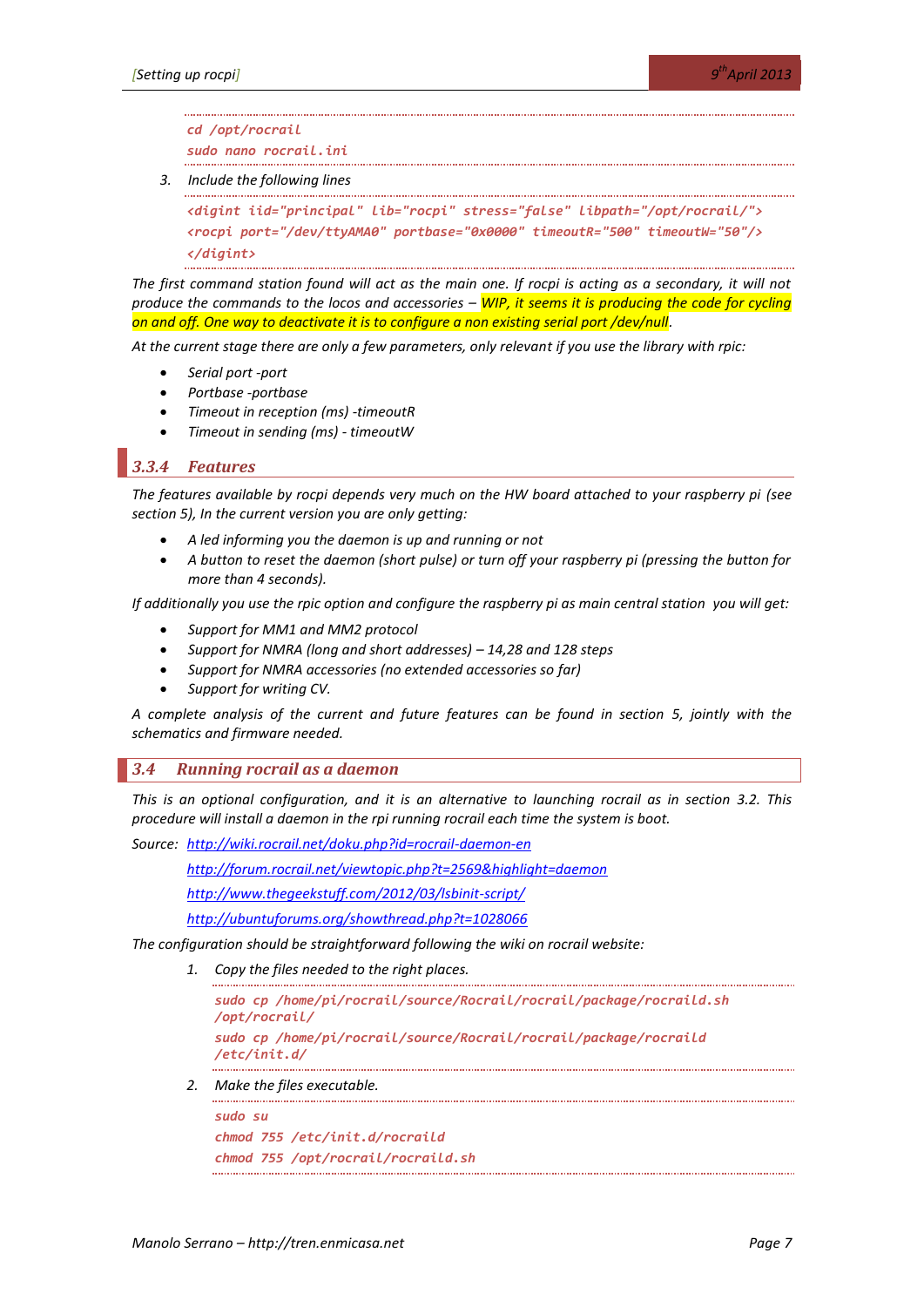```
cd /opt/rocrail
sudo nano rocrail.ini
```

3. Include the following lines

```
<digint iid="principal" lib="rocpi" stress="false" libpath="/opt/rocrail/">
<rocpi port="/dev/ttyAMA0" portbase="0x0000" timeoutR="500" timeoutW="50"/>
</digint>
```

*The first command station found will act as the main one. If rocpi is acting as a secondary, it will not produce the commands to the locos and accessories – WIP, it seems it is producing the code for cycling on and off. One way to deactivate it is to configure a non existing serial port /dev/null.*

*At the current stage there are only a few parameters, only relevant if you use the library with rpic:*

- *Serial port -port*
- *Portbase -portbase*
- *Timeout in reception (ms) -timeoutR*
- *Timeout in sending (ms) - timeoutW*

### 3.3.4 Features

*The features available by rocpi depends very much on the HW board attached to your raspberry pi (see section 5), In the current version you are only getting:*

- *A led informing you the daemon is up and running or not*
- *A button to reset the daemon (short pulse) or turn off your raspberry pi (pressing the button for more than 4 seconds).*

*If additionally you use the rpic option and configure the raspberry pi as main central station you will get:*

- *Support for MM1 and MM2 protocol*
- *Support for NMRA (long and short addresses) – 14,28 and 128 steps*
- *Support for NMRA accessories (no extended accessories so far)*
- *Support for writing CV.*

*A complete analysis of the current and future features can be found in section 5, jointly with the schematics and firmware needed.*

## 3.4 Running rocrail as a daemon

*This is an optional configuration, and it is an alternative to launching rocrail as in section 3.2. This procedure will install a daemon in the rpi running rocrail each time the system is boot.*

*Source:* http://wiki.rocrail.net/doku.php?id=rocrail-daemon-en

http://forum.rocrail.net/viewtopic.php?t=2569&highlight=daemon

http://www.thegeekstuff.com/2012/03/lsbinit-script/

http://ubuntuforums.org/showthread.php?t=1028066

*The configuration should be straightforward following the wiki on rocrail website:*

1. *Copy the files needed to the right places.*

```
sudo cp /home/pi/rocrail/source/Rocrail/rocrail/package/rocraild.sh
/opt/rocrail/
sudo cp /home/pi/rocrail/source/Rocrail/rocrail/package/rocraild
/etc/init.d/
```

2. *Make the files executable.*

```
sudo su
chmod 755 /etc/init.d/rocraild
chmod 755 /opt/rocrail/rocraild.sh
```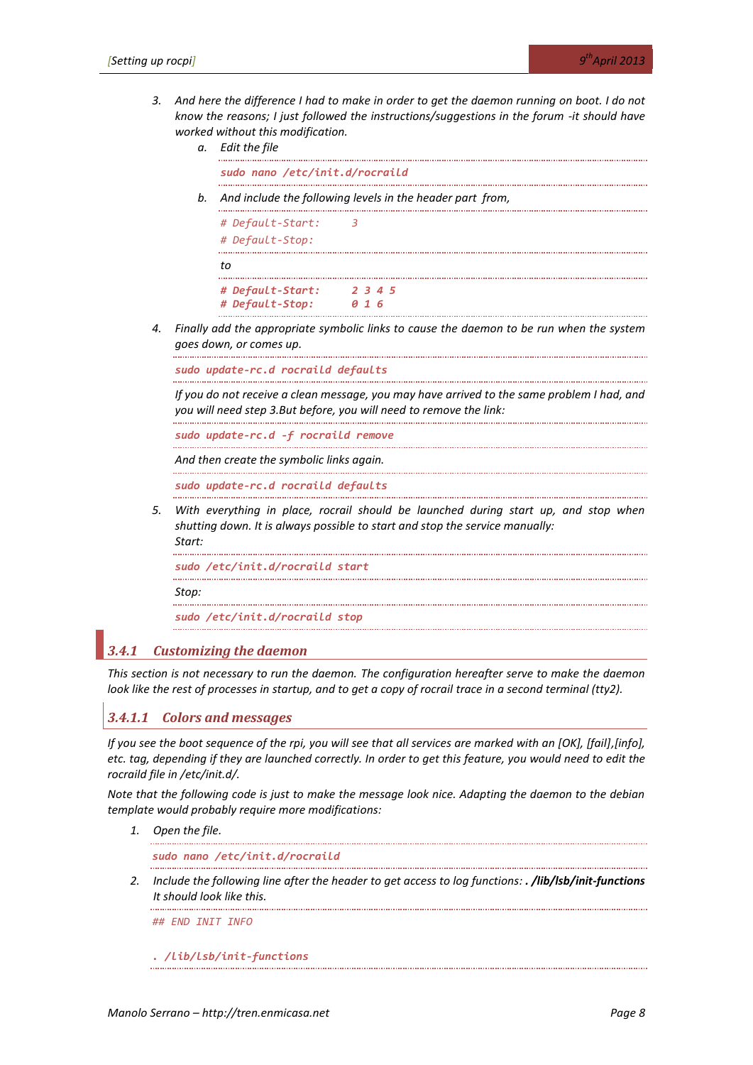3. And here the difference I had to make in order to get the daemon running on boot. I do not know the reasons; I just followed the instructions/suggestions in the forum -it should have worked without this modification.
   a. Edit the file

   ```
   sudo nano /etc/init.d/rocraild
   ```

   b. And include the following levels in the header part from,

   ```
   # Default-Start:     3
   # Default-Stop:
   ```

   to

   ```
   # Default-Start:     2 3 4 5
   # Default-Stop:      0 1 6
   ```

4. Finally add the appropriate symbolic links to cause the daemon to be run when the system goes down, or comes up.

   ```
   sudo update-rc.d rocraild defaults
   ```

   If you do not receive a clean message, you may have arrived to the same problem I had, and you will need step 3.But before, you will need to remove the link:

   ```
   sudo update-rc.d -f rocraild remove
   ```

   And then create the symbolic links again.

   ```
   sudo update-rc.d rocraild defaults
   ```

5. With everything in place, rocrail should be launched during start up, and stop when shutting down. It is always possible to start and stop the service manually:
   Start:

   ```
   sudo /etc/init.d/rocraild start
   ```

   Stop:

   ```
   sudo /etc/init.d/rocraild stop
   ```

### 3.4.1 Customizing the daemon

*This section is not necessary to run the daemon. The configuration hereafter serve to make the daemon look like the rest of processes in startup, and to get a copy of rocrail trace in a second terminal (tty2).*

#### 3.4.1.1 Colors and messages

*If you see the boot sequence of the rpi, you will see that all services are marked with an [OK], [fail],[info], etc. tag, depending if they are launched correctly. In order to get this feature, you would need to edit the rocraild file in /etc/init.d/.*

*Note that the following code is just to make the message look nice. Adapting the daemon to the debian template would probably require more modifications:*

1. Open the file.

   ```
   sudo nano /etc/init.d/rocraild
   ```

2. Include the following line after the header to get access to log functions: ***. /lib/lsb/init-functions*** It should look like this.

   ```
   ## END INIT INFO

   . /lib/lsb/init-functions
   ```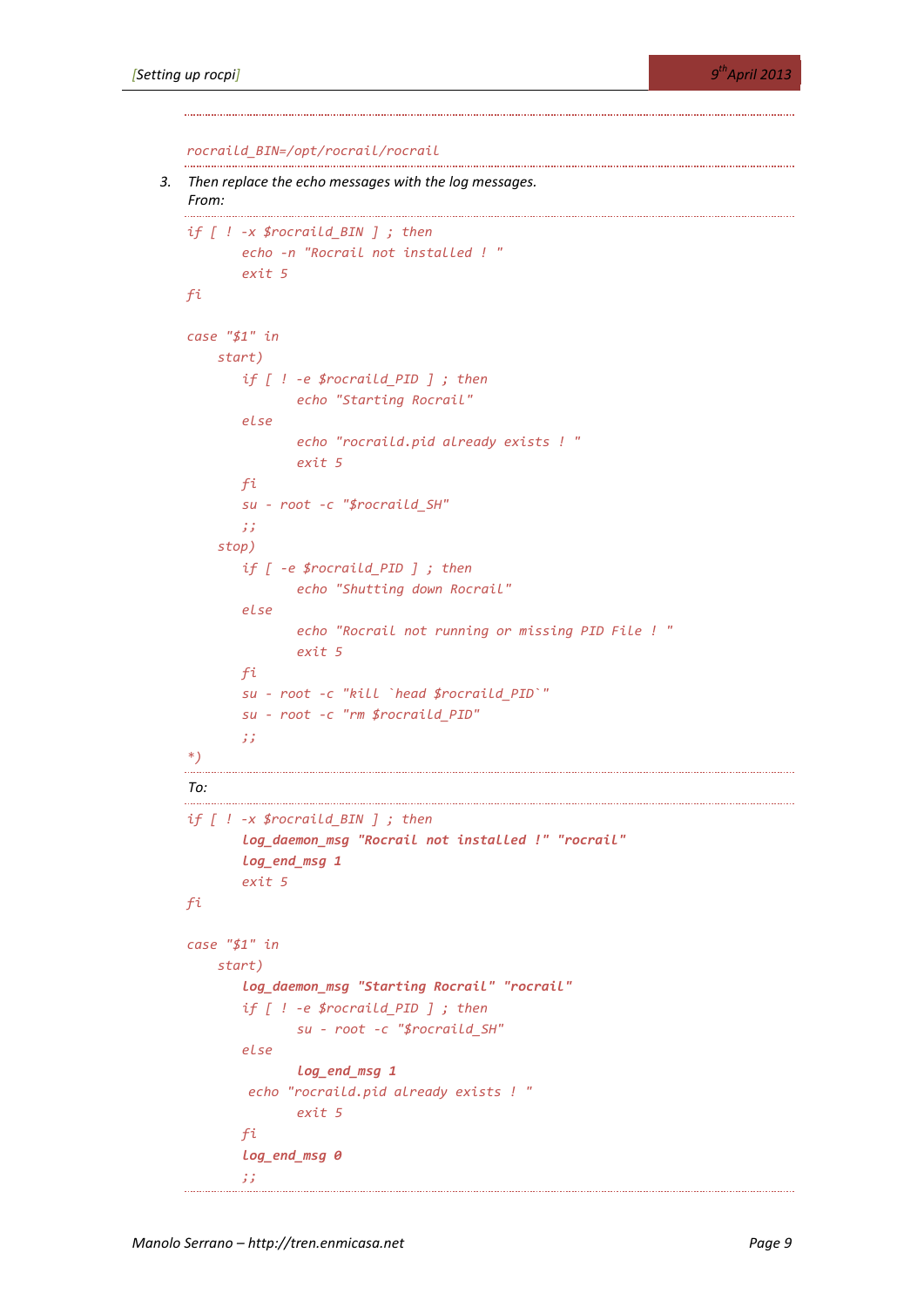```
rocraild_BIN=/opt/rocrail/rocrail
```

3. *Then replace the echo messages with the log messages.*
   *From:*

```
if [ ! -x $rocraild_BIN ] ; then
       echo -n "Rocrail not installed ! "
       exit 5
fi

case "$1" in
    start)
       if [ ! -e $rocraild_PID ] ; then
              echo "Starting Rocrail"
       else
              echo "rocraild.pid already exists ! "
              exit 5
       fi
       su - root -c "$rocraild_SH"
       ;;
    stop)
       if [ -e $rocraild_PID ] ; then
              echo "Shutting down Rocrail"
       else
              echo "Rocrail not running or missing PID File ! "
              exit 5
       fi
       su - root -c "kill `head $rocraild_PID`"
       su - root -c "rm $rocraild_PID"
       ;;
*)
```

*To:*

```
if [ ! -x $rocraild_BIN ] ; then
       log_daemon_msg "Rocrail not installed !" "rocrail"
       log_end_msg 1
       exit 5
fi

case "$1" in
    start)
       log_daemon_msg "Starting Rocrail" "rocrail"
       if [ ! -e $rocraild_PID ] ; then
              su - root -c "$rocraild_SH"
       else
              log_end_msg 1
        echo "rocraild.pid already exists ! "
              exit 5
       fi
       log_end_msg 0
       ;;
```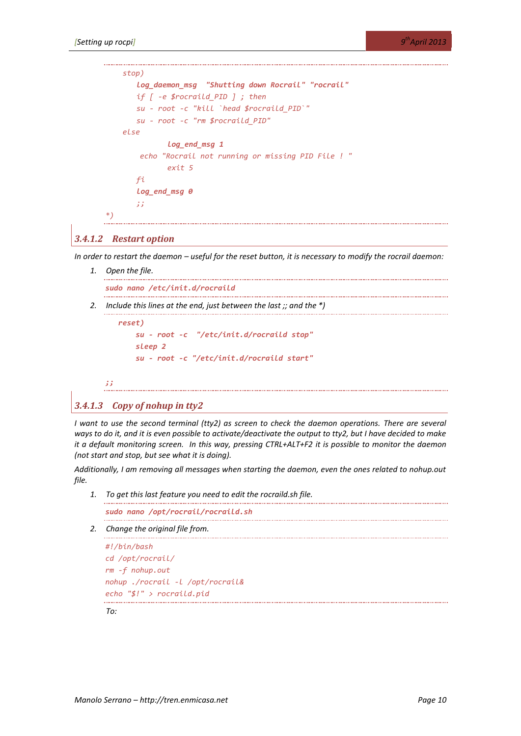```
    stop)
        log_daemon_msg  "Shutting down Rocrail" "rocrail"
        if [ -e $rocrail_PID ] ; then
        su - root -c "kill `head $rocrail_PID`"
        su - root -c "rm $rocrail_PID"
    else
                log_end_msg 1
         echo "Rocrail not running or missing PID File ! "
                exit 5
        fi
        log_end_msg 0
        ;;
*)
```

#### 3.4.1.2 Restart option

*In order to restart the daemon – useful for the reset button, it is necessary to modify the rocrail daemon:*

1. *Open the file.*

```
sudo nano /etc/init.d/rocraild
```

2. *Include this lines at the end, just between the last ;; and the \*)*

```
    reset)
        su - root -c  "/etc/init.d/rocraild stop"
        sleep 2
        su - root -c "/etc/init.d/rocraild start"

;;
```

#### 3.4.1.3 Copy of nohup in tty2

*I want to use the second terminal (tty2) as screen to check the daemon operations. There are several ways to do it, and it is even possible to activate/deactivate the output to tty2, but I have decided to make it a default monitoring screen. In this way, pressing CTRL+ALT+F2 it is possible to monitor the daemon (not start and stop, but see what it is doing).*

*Additionally, I am removing all messages when starting the daemon, even the ones related to nohup.out file.*

1. *To get this last feature you need to edit the rocraild.sh file.*

```
sudo nano /opt/rocrail/rocraild.sh
```

2. *Change the original file from.*

```
#!/bin/bash
cd /opt/rocrail/
rm -f nohup.out
nohup ./rocrail -l /opt/rocrail&
echo "$!" > rocraild.pid
```

*To:*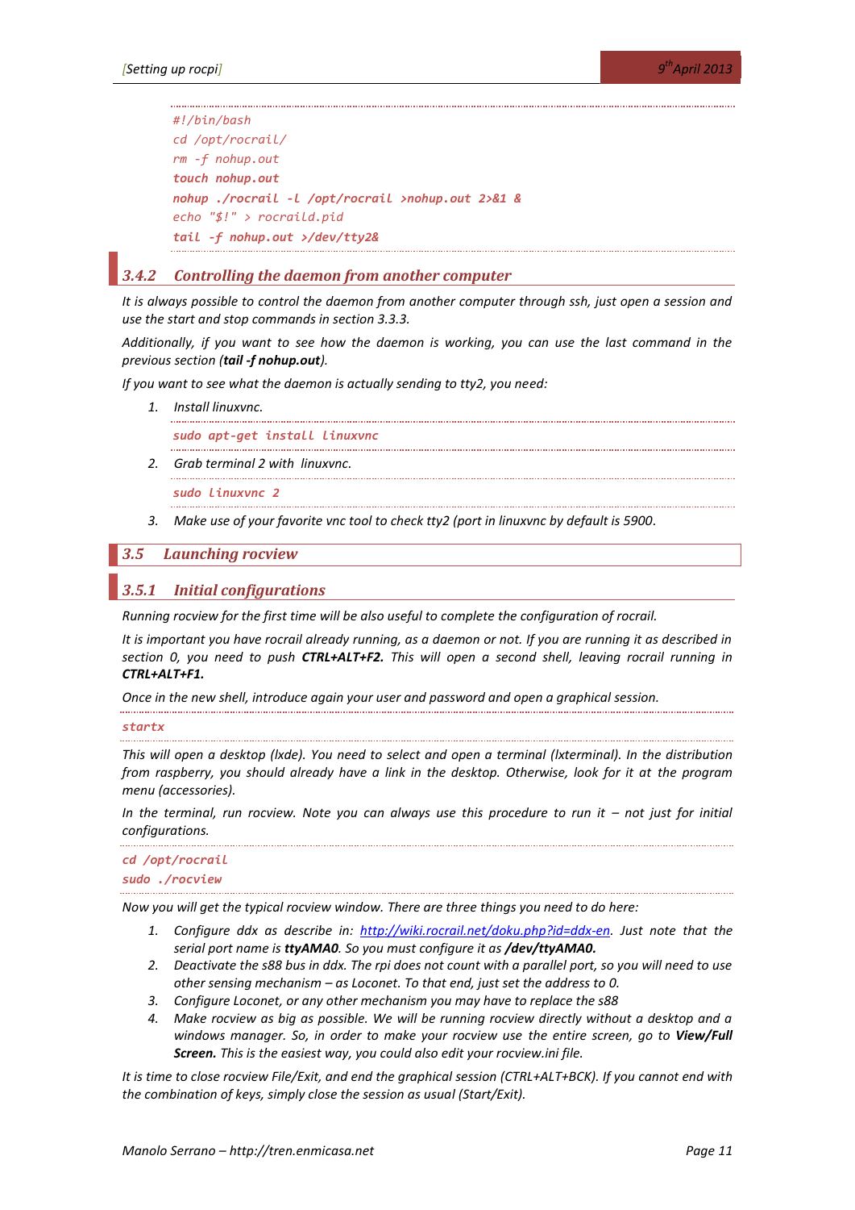```
#!/bin/bash
cd /opt/rocrail/
rm -f nohup.out
touch nohup.out
nohup ./rocrail -l /opt/rocrail >nohup.out 2>&1 &
echo "$!" > rocraild.pid
tail -f nohup.out >/dev/tty2&
```

### 3.4.2 Controlling the daemon from another computer

*It is always possible to control the daemon from another computer through ssh, just open a session and use the start and stop commands in section 3.3.3.*

*Additionally, if you want to see how the daemon is working, you can use the last command in the previous section (**tail -f nohup.out**).*

*If you want to see what the daemon is actually sending to tty2, you need:*

1. *Install linuxvnc.*

   ```
   sudo apt-get install linuxvnc
   ```

2. *Grab terminal 2 with linuxvnc.*

   ```
   sudo linuxvnc 2
   ```

3. *Make use of your favorite vnc tool to check tty2 (port in linuxvnc by default is 5900.*

## 3.5 Launching rocview

### 3.5.1 Initial configurations

*Running rocview for the first time will be also useful to complete the configuration of rocrail.*

*It is important you have rocrail already running, as a daemon or not. If you are running it as described in section 0, you need to push **CTRL+ALT+F2.** This will open a second shell, leaving rocrail running in **CTRL+ALT+F1.***

*Once in the new shell, introduce again your user and password and open a graphical session.*

```
startx
```

*This will open a desktop (lxde). You need to select and open a terminal (lxterminal). In the distribution from raspberry, you should already have a link in the desktop. Otherwise, look for it at the program menu (accessories).*

*In the terminal, run rocview. Note you can always use this procedure to run it – not just for initial configurations.*

```
cd /opt/rocrail
sudo ./rocview
```

*Now you will get the typical rocview window. There are three things you need to do here:*

1. *Configure ddx as describe in: http://wiki.rocrail.net/doku.php?id=ddx-en. Just note that the serial port name is **ttyAMA0**. So you must configure it as **/dev/ttyAMA0.***
2. *Deactivate the s88 bus in ddx. The rpi does not count with a parallel port, so you will need to use other sensing mechanism – as Loconet. To that end, just set the address to 0.*
3. *Configure Loconet, or any other mechanism you may have to replace the s88*
4. *Make rocview as big as possible. We will be running rocview directly without a desktop and a windows manager. So, in order to make your rocview use the entire screen, go to **View/Full Screen.** This is the easiest way, you could also edit your rocview.ini file.*

*It is time to close rocview File/Exit, and end the graphical session (CTRL+ALT+BCK). If you cannot end with the combination of keys, simply close the session as usual (Start/Exit).*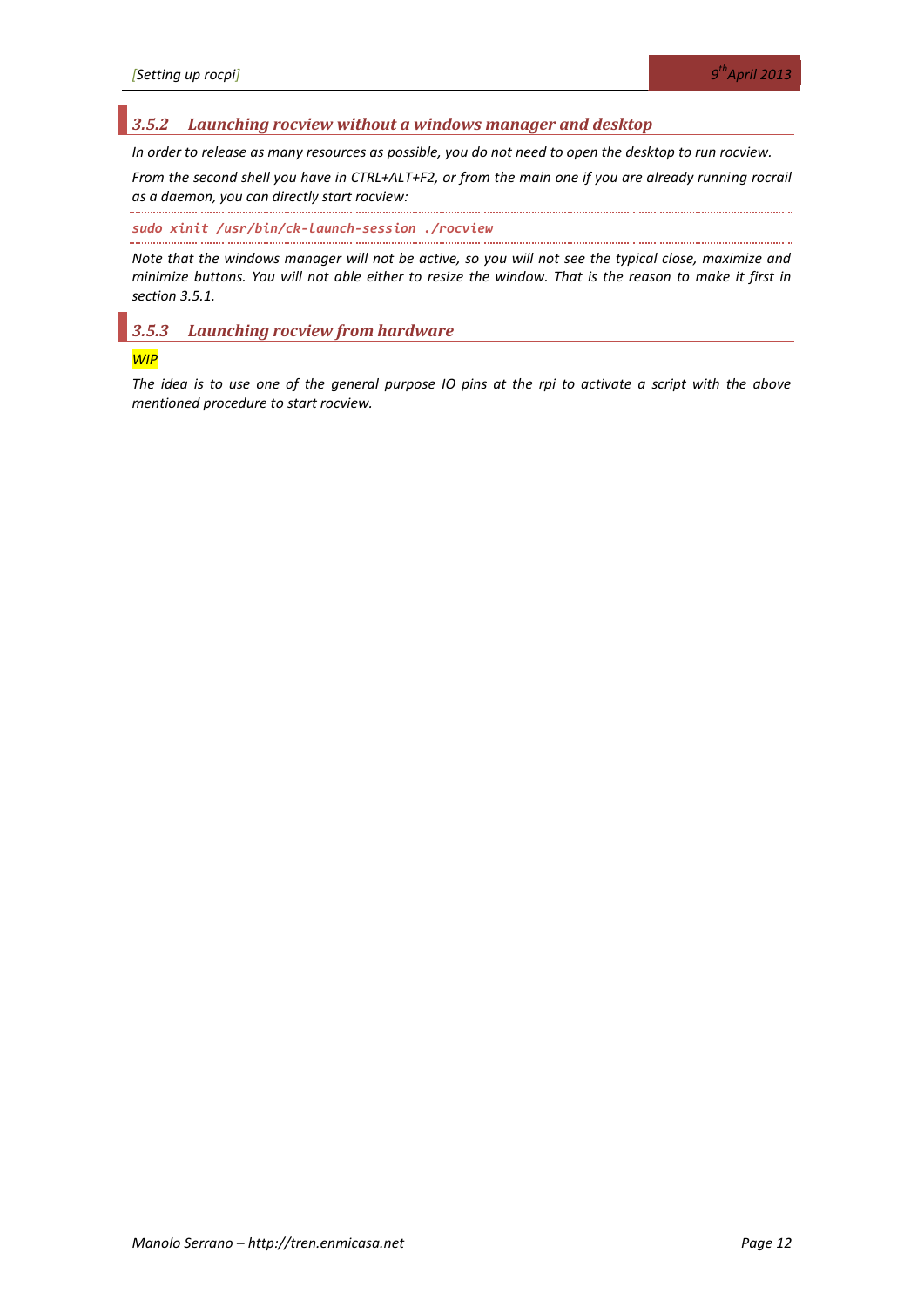### 3.5.2 Launching rocview without a windows manager and desktop

*In order to release as many resources as possible, you do not need to open the desktop to run rocview.*

*From the second shell you have in CTRL+ALT+F2, or from the main one if you are already running rocrail as a daemon, you can directly start rocview:*

```
sudo xinit /usr/bin/ck-launch-session ./rocview
```

*Note that the windows manager will not be active, so you will not see the typical close, maximize and minimize buttons. You will not able either to resize the window. That is the reason to make it first in section 3.5.1.*

### 3.5.3 Launching rocview from hardware

*WIP*

*The idea is to use one of the general purpose IO pins at the rpi to activate a script with the above mentioned procedure to start rocview.*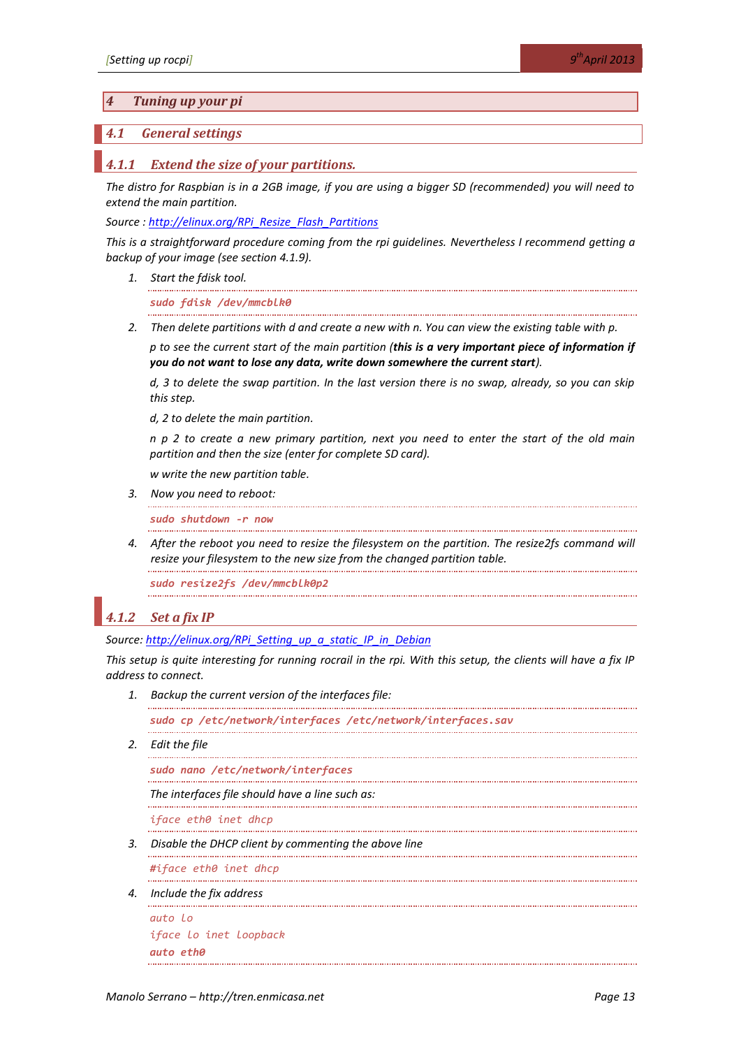# 4 Tuning up your pi

## 4.1 General settings

### 4.1.1 Extend the size of your partitions.

*The distro for Raspbian is in a 2GB image, if you are using a bigger SD (recommended) you will need to extend the main partition.*

*Source : [http://elinux.org/RPi_Resize_Flash_Partitions](http://elinux.org/RPi_Resize_Flash_Partitions)*

*This is a straightforward procedure coming from the rpi guidelines. Nevertheless I recommend getting a backup of your image (see section 4.1.9).*

1. *Start the fdisk tool.*

   ```
   sudo fdisk /dev/mmcblk0
   ```

2. *Then delete partitions with d and create a new with n. You can view the existing table with p.*

   *p to see the current start of the main partition (**this is a very important piece of information if you do not want to lose any data, write down somewhere the current start**).*

   *d, 3 to delete the swap partition. In the last version there is no swap, already, so you can skip this step.*

   *d, 2 to delete the main partition.*

   *n p 2 to create a new primary partition, next you need to enter the start of the old main partition and then the size (enter for complete SD card).*

   *w write the new partition table.*

3. *Now you need to reboot:*

   ```
   sudo shutdown -r now
   ```

4. *After the reboot you need to resize the filesystem on the partition. The resize2fs command will resize your filesystem to the new size from the changed partition table.*

   ```
   sudo resize2fs /dev/mmcblk0p2
   ```

### 4.1.2 Set a fix IP

*Source: [http://elinux.org/RPi_Setting_up_a_static_IP_in_Debian](http://elinux.org/RPi_Setting_up_a_static_IP_in_Debian)*

*This setup is quite interesting for running rocrail in the rpi. With this setup, the clients will have a fix IP address to connect.*

1. *Backup the current version of the interfaces file:*

   ```
   sudo cp /etc/network/interfaces /etc/network/interfaces.sav
   ```

2. *Edit the file*

   ```
   sudo nano /etc/network/interfaces
   ```

   *The interfaces file should have a line such as:*

   ```
   iface eth0 inet dhcp
   ```

3. *Disable the DHCP client by commenting the above line*

   ```
   #iface eth0 inet dhcp
   ```

4. *Include the fix address*

   ```
   auto lo
   iface lo inet loopback
   auto eth0
   ```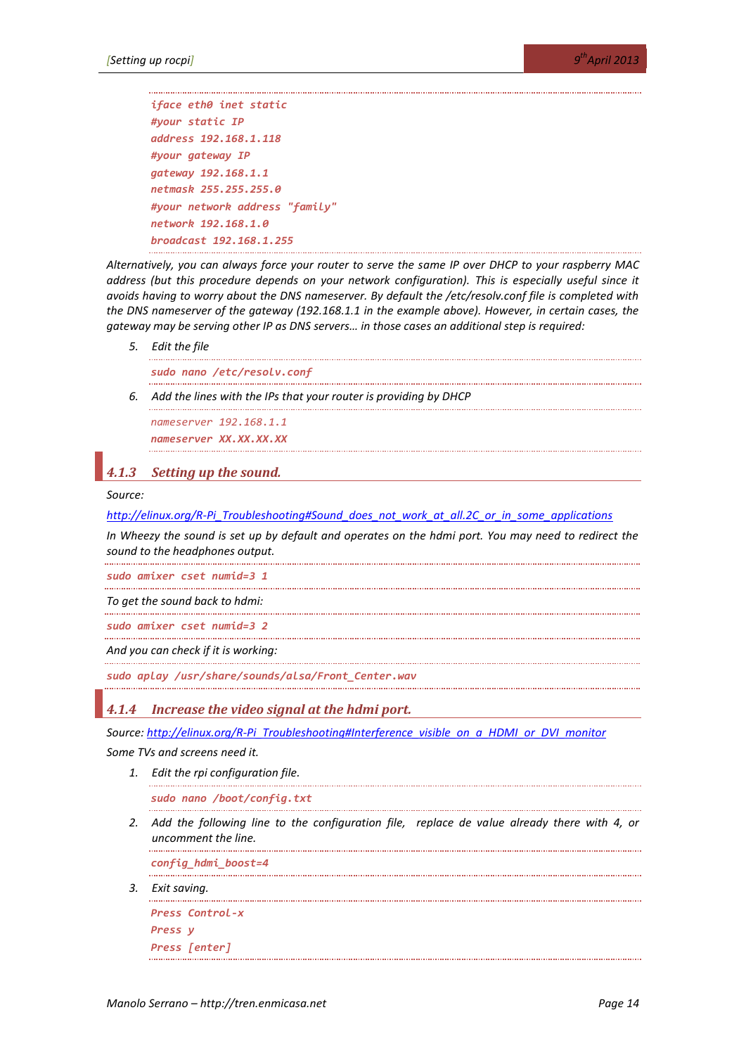```
iface eth0 inet static
#your static IP
address 192.168.1.118
#your gateway IP
gateway 192.168.1.1
netmask 255.255.255.0
#your network address "family"
network 192.168.1.0
broadcast 192.168.1.255
```

*Alternatively, you can always force your router to serve the same IP over DHCP to your raspberry MAC address (but this procedure depends on your network configuration). This is especially useful since it avoids having to worry about the DNS nameserver. By default the /etc/resolv.conf file is completed with the DNS nameserver of the gateway (192.168.1.1 in the example above). However, in certain cases, the gateway may be serving other IP as DNS servers… in those cases an additional step is required:*

5. *Edit the file*

```
sudo nano /etc/resolv.conf
```

6. *Add the lines with the IPs that your router is providing by DHCP*

```
nameserver 192.168.1.1
nameserver XX.XX.XX.XX
```

### 4.1.3 Setting up the sound.

*Source:*

*http://elinux.org/R-Pi_Troubleshooting#Sound_does_not_work_at_all.2C_or_in_some_applications*

*In Wheezy the sound is set up by default and operates on the hdmi port. You may need to redirect the sound to the headphones output.*

```
sudo amixer cset numid=3 1
```

*To get the sound back to hdmi:*

```
sudo amixer cset numid=3 2
```

*And you can check if it is working:*

```
sudo aplay /usr/share/sounds/alsa/Front_Center.wav
```

### 4.1.4 Increase the video signal at the hdmi port.

*Source: http://elinux.org/R-Pi_Troubleshooting#Interference_visible_on_a_HDMI_or_DVI_monitor*

*Some TVs and screens need it.*

1. *Edit the rpi configuration file.*

```
sudo nano /boot/config.txt
```

2. *Add the following line to the configuration file, replace de value already there with 4, or uncomment the line.*

```
config_hdmi_boost=4
```

3. *Exit saving.*

```
Press Control-x
Press y
Press [enter]
```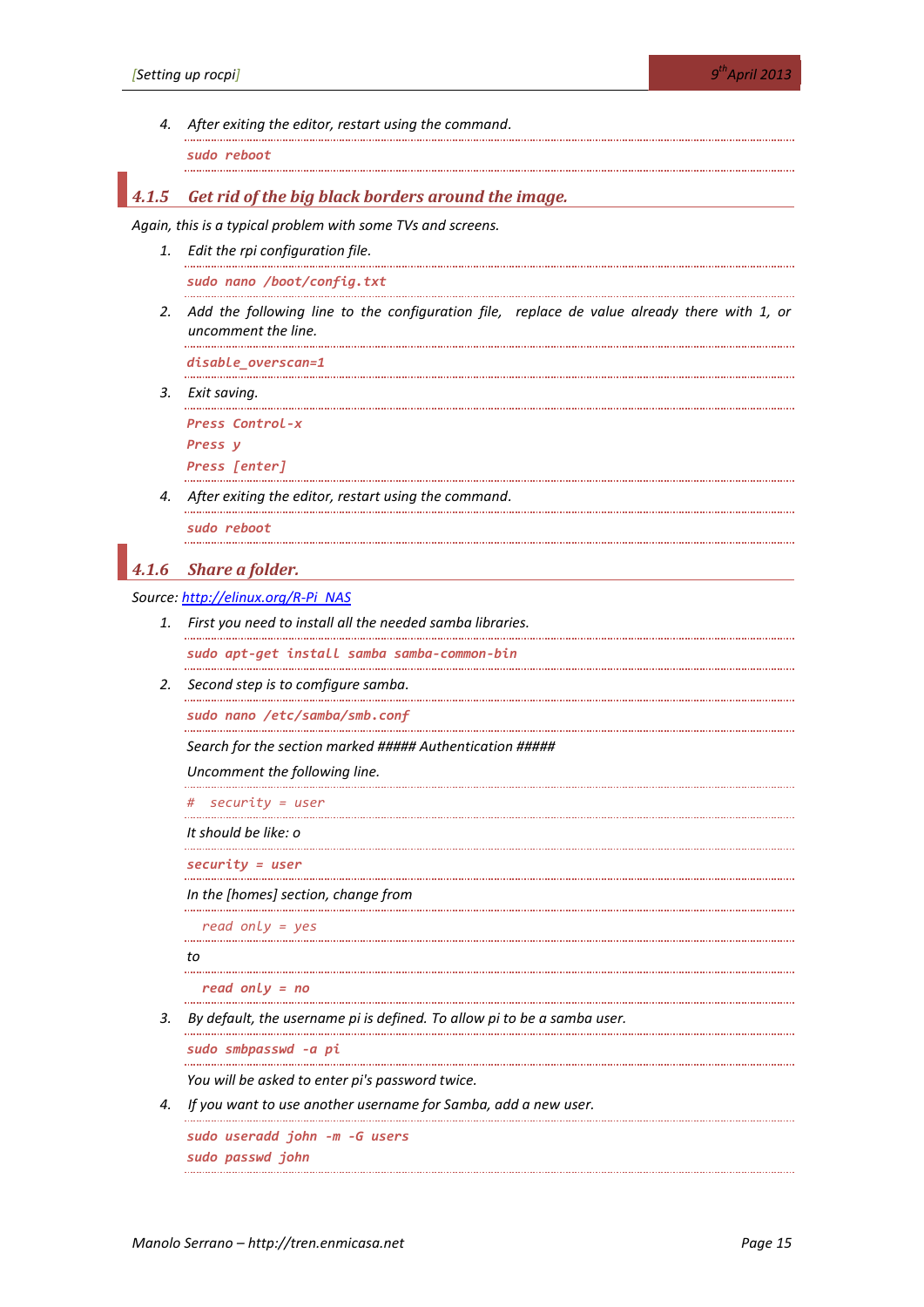4. *After exiting the editor, restart using the command.*

```
sudo reboot
```

### 4.1.5 Get rid of the big black borders around the image.

*Again, this is a typical problem with some TVs and screens.*

1. *Edit the rpi configuration file.*

```
sudo nano /boot/config.txt
```

2. *Add the following line to the configuration file, replace de value already there with 1, or uncomment the line.*

```
disable_overscan=1
```

3. *Exit saving.*

```
Press Control-x
Press y
Press [enter]
```

4. *After exiting the editor, restart using the command.*

```
sudo reboot
```

### 4.1.6 Share a folder.

*Source: [http://elinux.org/R-Pi_NAS](http://elinux.org/R-Pi_NAS)*

1. *First you need to install all the needed samba libraries.*

```
sudo apt-get install samba samba-common-bin
```

2. *Second step is to comfigure samba.*

```
sudo nano /etc/samba/smb.conf
```

*Search for the section marked ##### Authentication #####*

*Uncomment the following line.*

```
#  security = user
```

*It should be like: o*

```
security = user
```

*In the [homes] section, change from*

```
  read only = yes
```

*to*

```
  read only = no
```

3. *By default, the username pi is defined. To allow pi to be a samba user.*

```
sudo smbpasswd -a pi
```

*You will be asked to enter pi's password twice.*

4. *If you want to use another username for Samba, add a new user.*

```
sudo useradd john -m -G users
sudo passwd john
```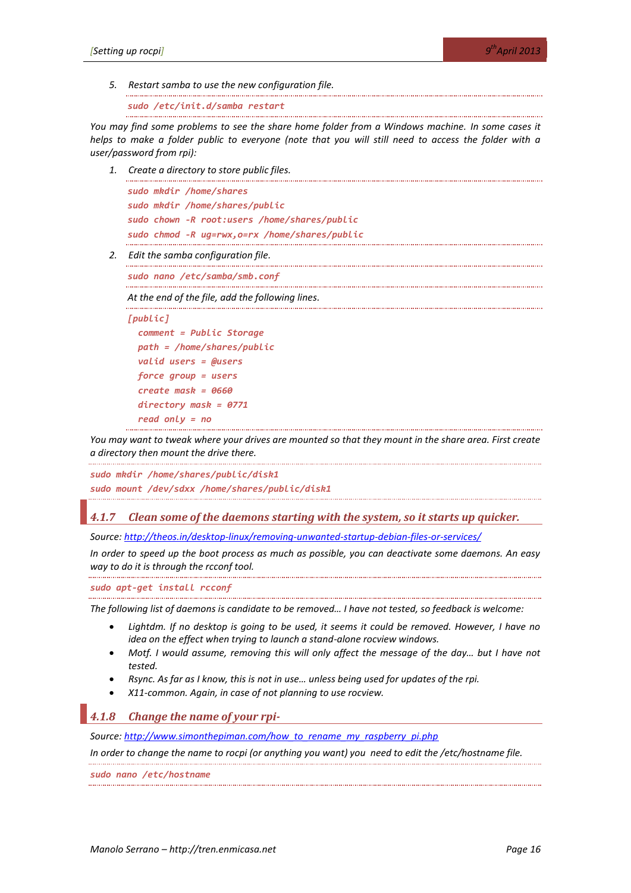5. *Restart samba to use the new configuration file.*

```
sudo /etc/init.d/samba restart
```

*You may find some problems to see the share home folder from a Windows machine. In some cases it helps to make a folder public to everyone (note that you will still need to access the folder with a user/password from rpi):*

1. *Create a directory to store public files.*

```
sudo mkdir /home/shares
sudo mkdir /home/shares/public
sudo chown -R root:users /home/shares/public
sudo chmod -R ug=rwx,o=rx /home/shares/public
```

2. *Edit the samba configuration file.*

```
sudo nano /etc/samba/smb.conf
```

*At the end of the file, add the following lines.*

```
[public]
  comment = Public Storage
  path = /home/shares/public
  valid users = @users
  force group = users
  create mask = 0660
  directory mask = 0771
  read only = no
```

*You may want to tweak where your drives are mounted so that they mount in the share area. First create a directory then mount the drive there.*

```
sudo mkdir /home/shares/public/disk1
sudo mount /dev/sdxx /home/shares/public/disk1
```

### 4.1.7 Clean some of the daemons starting with the system, so it starts up quicker.

*Source: [http://theos.in/desktop-linux/removing-unwanted-startup-debian-files-or-services/](http://theos.in/desktop-linux/removing-unwanted-startup-debian-files-or-services/)*

*In order to speed up the boot process as much as possible, you can deactivate some daemons. An easy way to do it is through the rcconf tool.*

```
sudo apt-get install rcconf
```

*The following list of daemons is candidate to be removed… I have not tested, so feedback is welcome:*

- *Lightdm. If no desktop is going to be used, it seems it could be removed. However, I have no idea on the effect when trying to launch a stand-alone rocview windows.*
- *Motf. I would assume, removing this will only affect the message of the day… but I have not tested.*
- *Rsync. As far as I know, this is not in use… unless being used for updates of the rpi.*
- *X11-common. Again, in case of not planning to use rocview.*

### 4.1.8 Change the name of your rpi-

*Source: [http://www.simonthepiman.com/how_to_rename_my_raspberry_pi.php](http://www.simonthepiman.com/how_to_rename_my_raspberry_pi.php)*

*In order to change the name to rocpi (or anything you want) you need to edit the /etc/hostname file.*

```
sudo nano /etc/hostname
```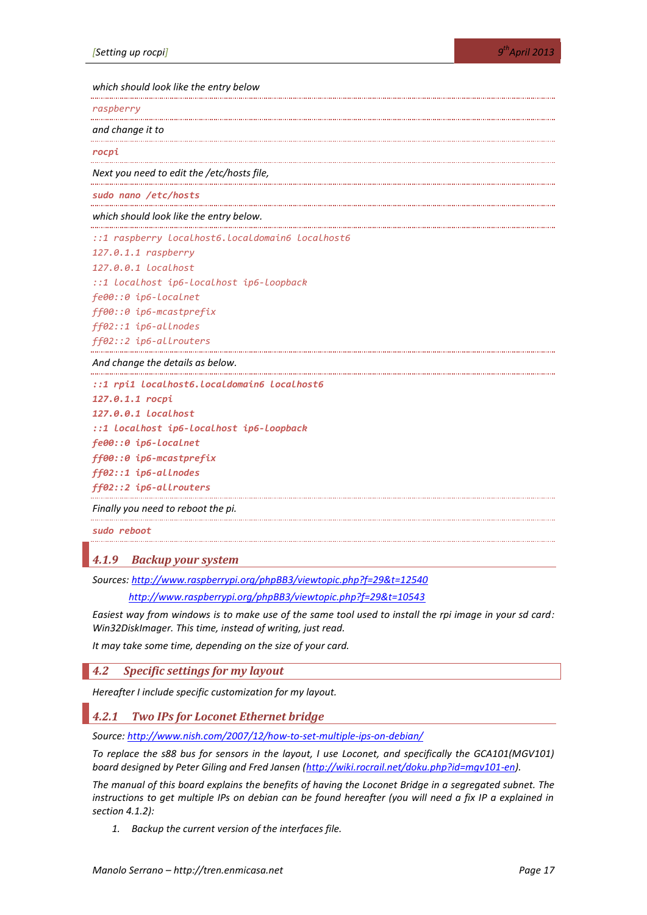*which should look like the entry below*

```
raspberry
```

*and change it to*

```
rocpi
```

*Next you need to edit the /etc/hosts file,*

```
sudo nano /etc/hosts
```

*which should look like the entry below.*

```
::1 raspberry localhost6.localdomain6 localhost6
127.0.1.1 raspberry
127.0.0.1 localhost
::1 localhost ip6-localhost ip6-loopback
fe00::0 ip6-localnet
ff00::0 ip6-mcastprefix
ff02::1 ip6-allnodes
ff02::2 ip6-allrouters
```

*And change the details as below.*

```
::1 rpi1 localhost6.localdomain6 localhost6
127.0.1.1 rocpi
127.0.0.1 localhost
::1 localhost ip6-localhost ip6-loopback
fe00::0 ip6-localnet
ff00::0 ip6-mcastprefix
ff02::1 ip6-allnodes
ff02::2 ip6-allrouters
```

*Finally you need to reboot the pi.*

```
sudo reboot
```

### 4.1.9 Backup your system

*Sources: http://www.raspberrypi.org/phpBB3/viewtopic.php?f=29&t=12540*

*http://www.raspberrypi.org/phpBB3/viewtopic.php?f=29&t=10543*

*Easiest way from windows is to make use of the same tool used to install the rpi image in your sd card: Win32DiskImager. This time, instead of writing, just read.*

*It may take some time, depending on the size of your card.*

## 4.2 Specific settings for my layout

*Hereafter I include specific customization for my layout.*

### 4.2.1 Two IPs for Loconet Ethernet bridge

*Source: http://www.nish.com/2007/12/how-to-set-multiple-ips-on-debian/*

*To replace the s88 bus for sensors in the layout, I use Loconet, and specifically the GCA101(MGV101) board designed by Peter Giling and Fred Jansen (http://wiki.rocrail.net/doku.php?id=mgv101-en).*

*The manual of this board explains the benefits of having the Loconet Bridge in a segregated subnet. The instructions to get multiple IPs on debian can be found hereafter (you will need a fix IP a explained in section 4.1.2):*

1. *Backup the current version of the interfaces file.*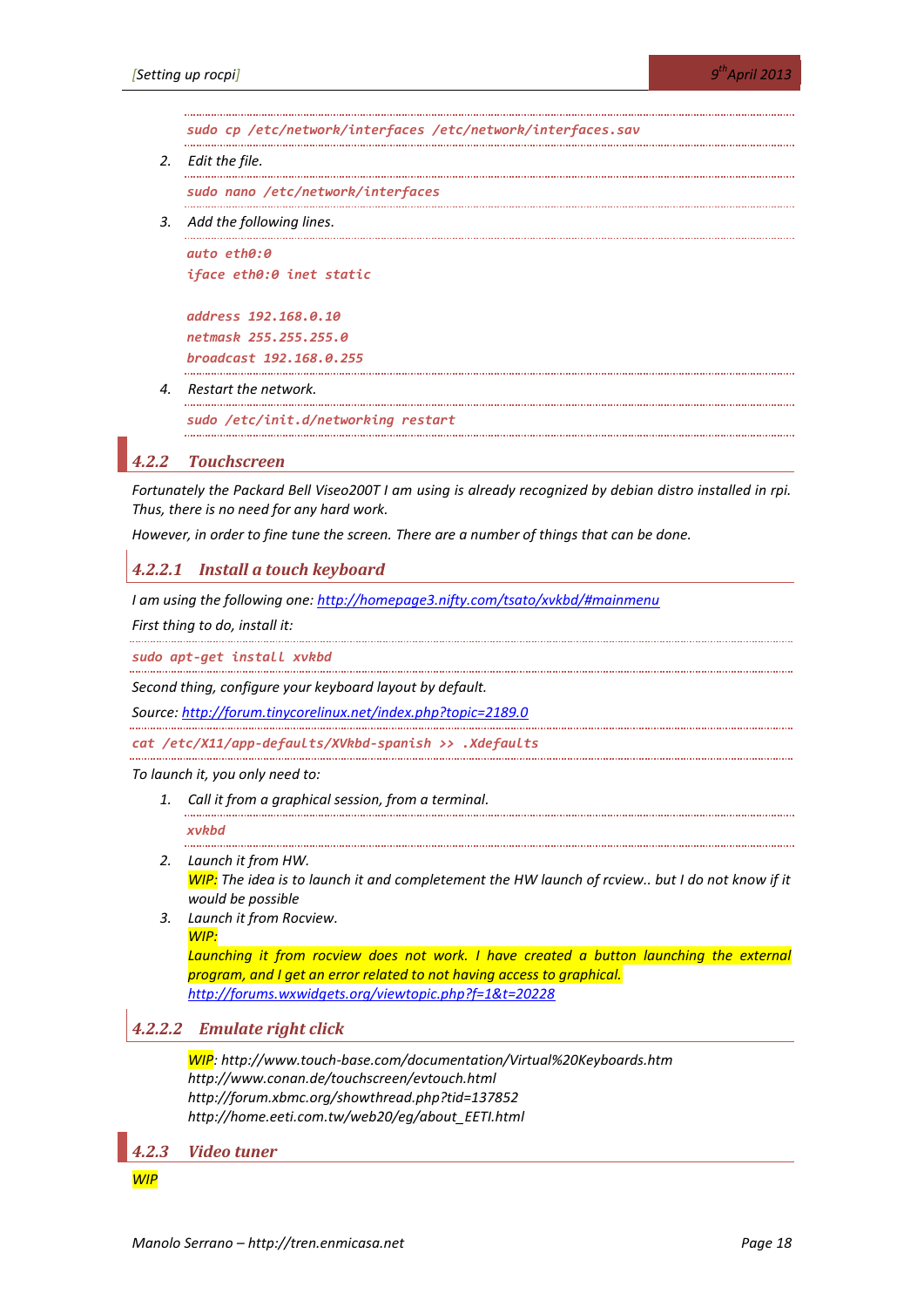```
sudo cp /etc/network/interfaces /etc/network/interfaces.sav
```

2. *Edit the file.*

```
sudo nano /etc/network/interfaces
```

3. *Add the following lines.*

```
auto eth0:0
iface eth0:0 inet static

address 192.168.0.10
netmask 255.255.255.0
broadcast 192.168.0.255
```

4. *Restart the network.*

```
sudo /etc/init.d/networking restart
```

### 4.2.2 Touchscreen

*Fortunately the Packard Bell Viseo200T I am using is already recognized by debian distro installed in rpi. Thus, there is no need for any hard work.*

*However, in order to fine tune the screen. There are a number of things that can be done.*

#### 4.2.2.1 Install a touch keyboard

*I am using the following one: [http://homepage3.nifty.com/tsato/xvkbd/#mainmenu](http://homepage3.nifty.com/tsato/xvkbd/#mainmenu)*

*First thing to do, install it:*

```
sudo apt-get install xvkbd
```

*Second thing, configure your keyboard layout by default.*

*Source: [http://forum.tinycorelinux.net/index.php?topic=2189.0](http://forum.tinycorelinux.net/index.php?topic=2189.0)*

```
cat /etc/X11/app-defaults/XVkbd-spanish >> .Xdefaults
```

*To launch it, you only need to:*

1. *Call it from a graphical session, from a terminal.*

```
xvkbd
```

2. *Launch it from HW.*
   *WIP: The idea is to launch it and completement the HW launch of rcview.. but I do not know if it would be possible*
3. *Launch it from Rocview.*
   *WIP:*
   *Launching it from rocview does not work. I have created a button launching the external program, and I get an error related to not having access to graphical.*
   *[http://forums.wxwidgets.org/viewtopic.php?f=1&t=20228](http://forums.wxwidgets.org/viewtopic.php?f=1&t=20228)*

#### 4.2.2.2 Emulate right click

*WIP: http://www.touch-base.com/documentation/Virtual%20Keyboards.htm*
*http://www.conan.de/touchscreen/evtouch.html*
*http://forum.xbmc.org/showthread.php?tid=137852*
*http://home.eeti.com.tw/web20/eg/about_EETI.html*

### 4.2.3 Video tuner

*WIP*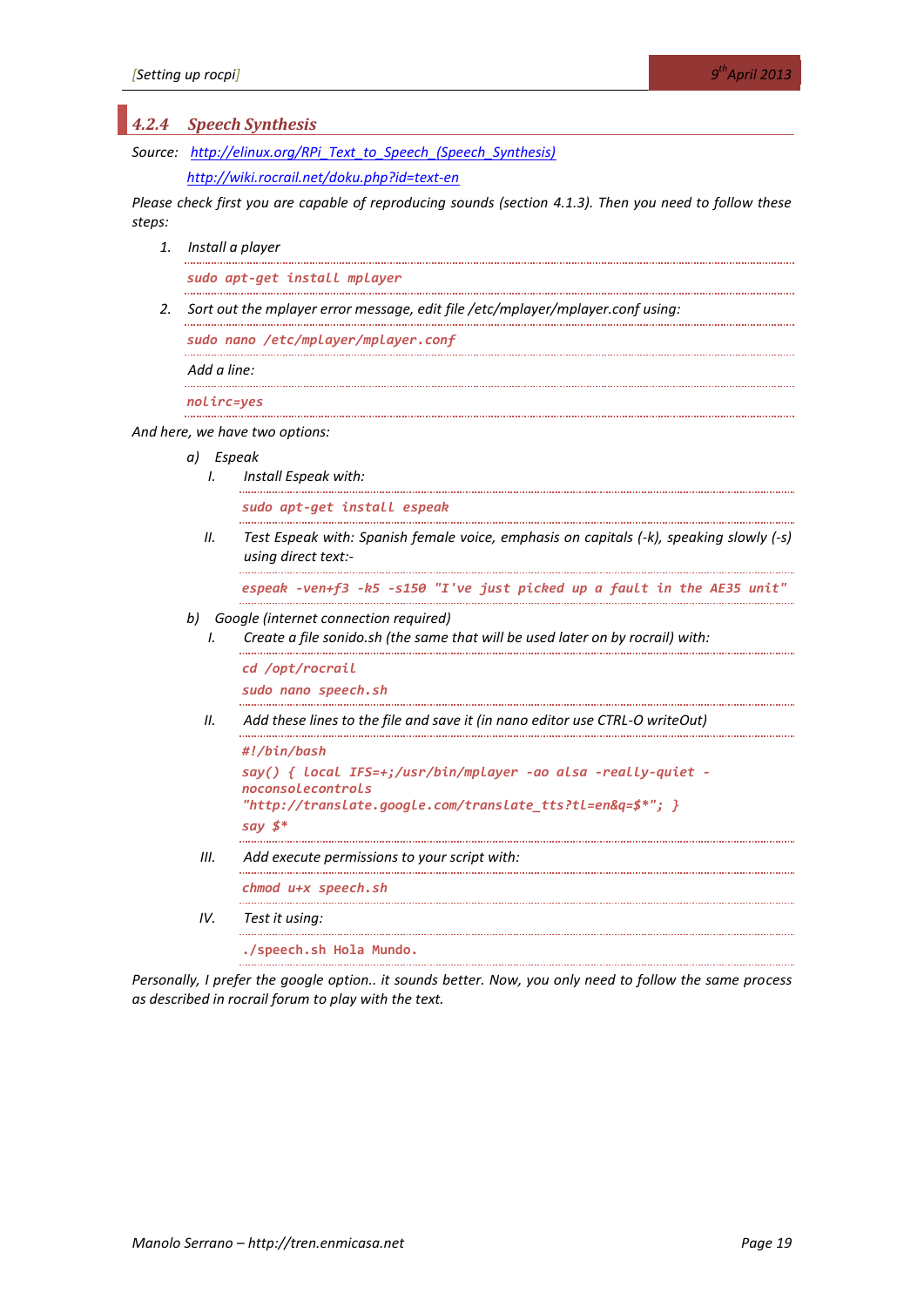### 4.2.4 Speech Synthesis

*Source:* [http://elinux.org/RPi_Text_to_Speech_(Speech_Synthesis)](http://elinux.org/RPi_Text_to_Speech_(Speech_Synthesis))

[http://wiki.rocrail.net/doku.php?id=text-en](http://wiki.rocrail.net/doku.php?id=text-en)

*Please check first you are capable of reproducing sounds (section 4.1.3). Then you need to follow these steps:*

1. *Install a player*

   ```
   sudo apt-get install mplayer
   ```

2. *Sort out the mplayer error message, edit file /etc/mplayer/mplayer.conf using:*

   ```
   sudo nano /etc/mplayer/mplayer.conf
   ```

   *Add a line:*

   ```
   nolirc=yes
   ```

*And here, we have two options:*

a) *Espeak*

   I. *Install Espeak with:*

   ```
   sudo apt-get install espeak
   ```

   II. *Test Espeak with: Spanish female voice, emphasis on capitals (-k), speaking slowly (-s) using direct text:-*

   ```
   espeak -ven+f3 -k5 -s150 "I've just picked up a fault in the AE35 unit"
   ```

b) *Google (internet connection required)*

   I. *Create a file sonido.sh (the same that will be used later on by rocrail) with:*

   ```
   cd /opt/rocrail
   sudo nano speech.sh
   ```

   II. *Add these lines to the file and save it (in nano editor use CTRL-O writeOut)*

   ```
   #!/bin/bash
   say() { local IFS=+;/usr/bin/mplayer -ao alsa -really-quiet -
   noconsolecontrols
   "http://translate.google.com/translate_tts?tl=en&q=$*"; }
   say $*
   ```

   III. *Add execute permissions to your script with:*

   ```
   chmod u+x speech.sh
   ```

   IV. *Test it using:*

   ```
   ./speech.sh Hola Mundo.
   ```

*Personally, I prefer the google option.. it sounds better. Now, you only need to follow the same process as described in rocrail forum to play with the text.*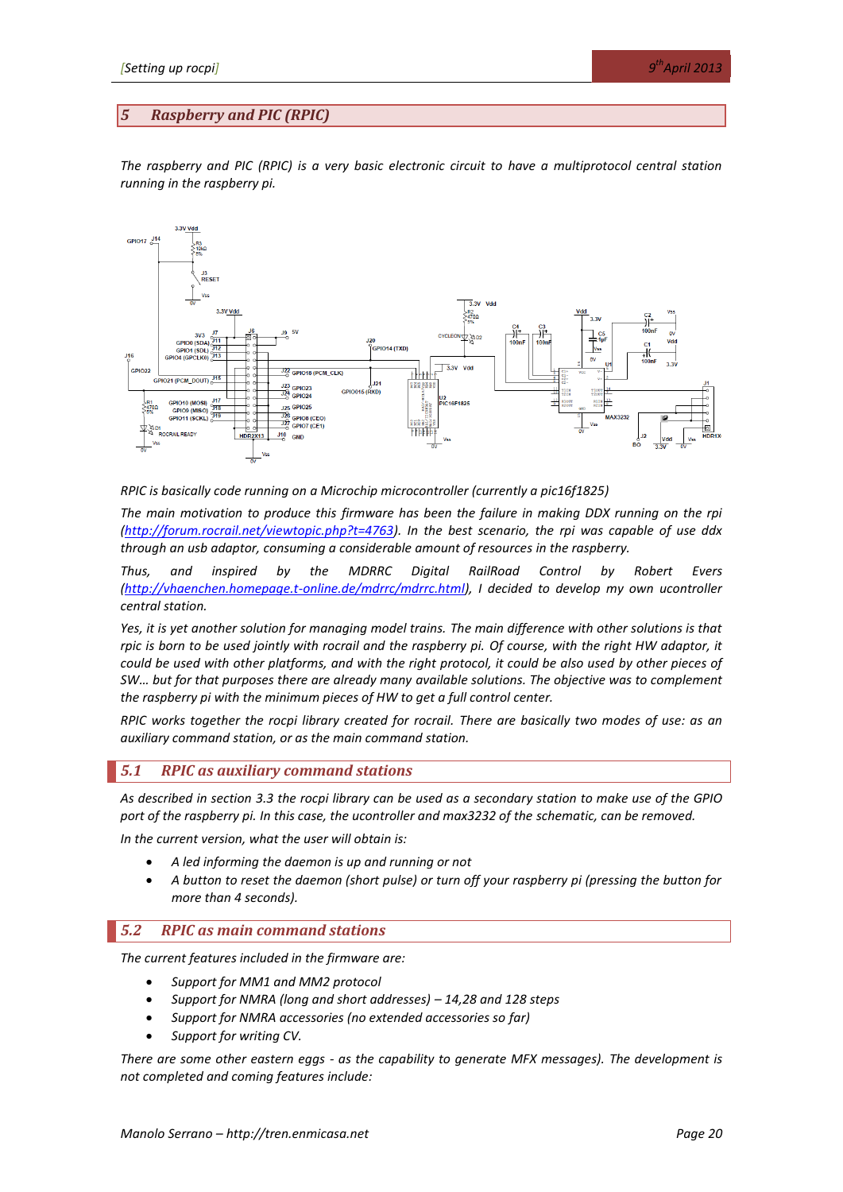## 5 Raspberry and PIC (RPIC)

*The raspberry and PIC (RPIC) is a very basic electronic circuit to have a multiprotocol central station running in the raspberry pi.*

*RPIC is basically code running on a Microchip microcontroller (currently a pic16f1825)*

*The main motivation to produce this firmware has been the failure in making DDX running on the rpi (http://forum.rocrail.net/viewtopic.php?t=4763). In the best scenario, the rpi was capable of use ddx through an usb adaptor, consuming a considerable amount of resources in the raspberry.*

*Thus, and inspired by the MDRRC Digital RailRoad Control by Robert Evers (http://vhaenchen.homepage.t-online.de/mdrrc/mdrrc.html), I decided to develop my own ucontroller central station.*

*Yes, it is yet another solution for managing model trains. The main difference with other solutions is that rpic is born to be used jointly with rocrail and the raspberry pi. Of course, with the right HW adaptor, it could be used with other platforms, and with the right protocol, it could be also used by other pieces of SW… but for that purposes there are already many available solutions. The objective was to complement the raspberry pi with the minimum pieces of HW to get a full control center.*

*RPIC works together the rocpi library created for rocrail. There are basically two modes of use: as an auxiliary command station, or as the main command station.*

### 5.1 RPIC as auxiliary command stations

*As described in section 3.3 the rocpi library can be used as a secondary station to make use of the GPIO port of the raspberry pi. In this case, the ucontroller and max3232 of the schematic, can be removed.*

*In the current version, what the user will obtain is:*

- *A led informing the daemon is up and running or not*
- *A button to reset the daemon (short pulse) or turn off your raspberry pi (pressing the button for more than 4 seconds).*

### 5.2 RPIC as main command stations

*The current features included in the firmware are:*

- *Support for MM1 and MM2 protocol*
- *Support for NMRA (long and short addresses) – 14,28 and 128 steps*
- *Support for NMRA accessories (no extended accessories so far)*
- *Support for writing CV.*

*There are some other eastern eggs - as the capability to generate MFX messages). The development is not completed and coming features include:*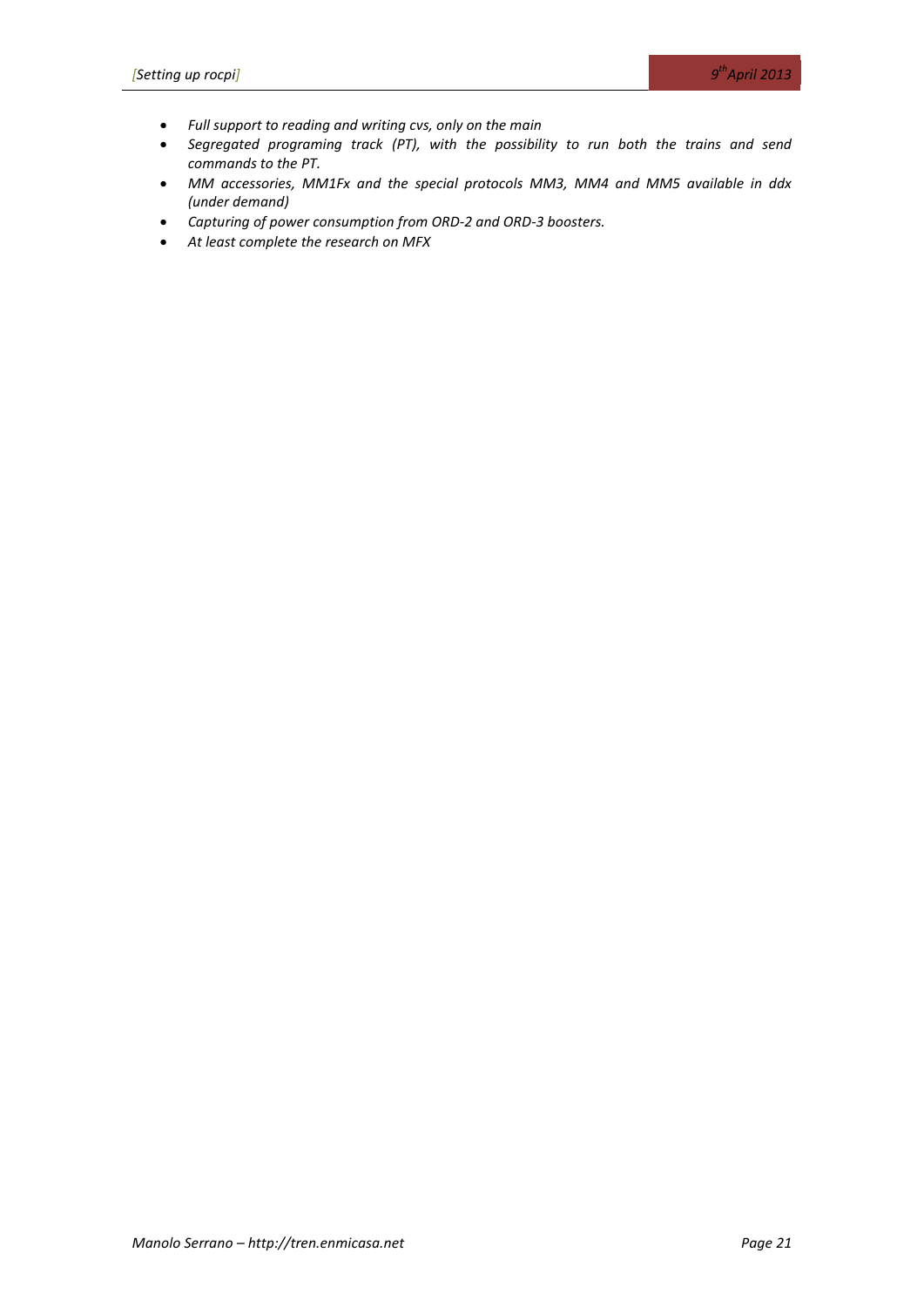- *Full support to reading and writing cvs, only on the main*
- *Segregated programing track (PT), with the possibility to run both the trains and send commands to the PT.*
- *MM accessories, MM1Fx and the special protocols MM3, MM4 and MM5 available in ddx (under demand)*
- *Capturing of power consumption from ORD-2 and ORD-3 boosters.*
- *At least complete the research on MFX*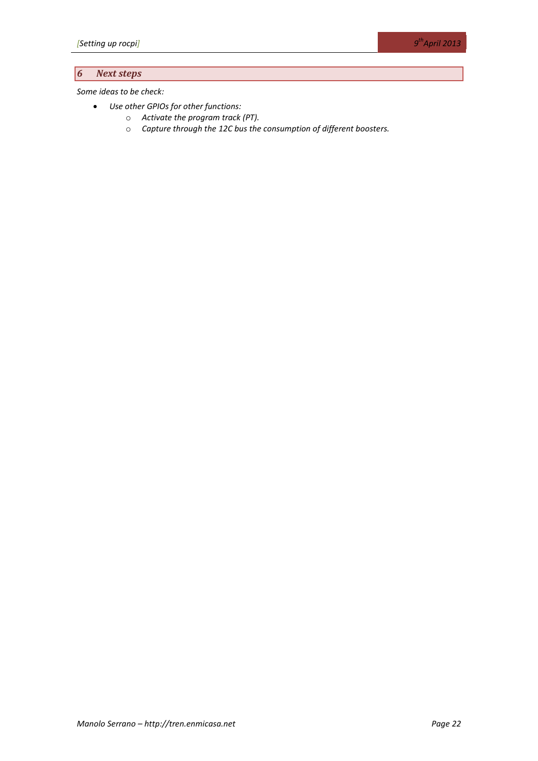# 6 Next steps

*Some ideas to be check:*

- *Use other GPIOs for other functions:*
    - *Activate the program track (PT).*
    - *Capture through the 12C bus the consumption of different boosters.*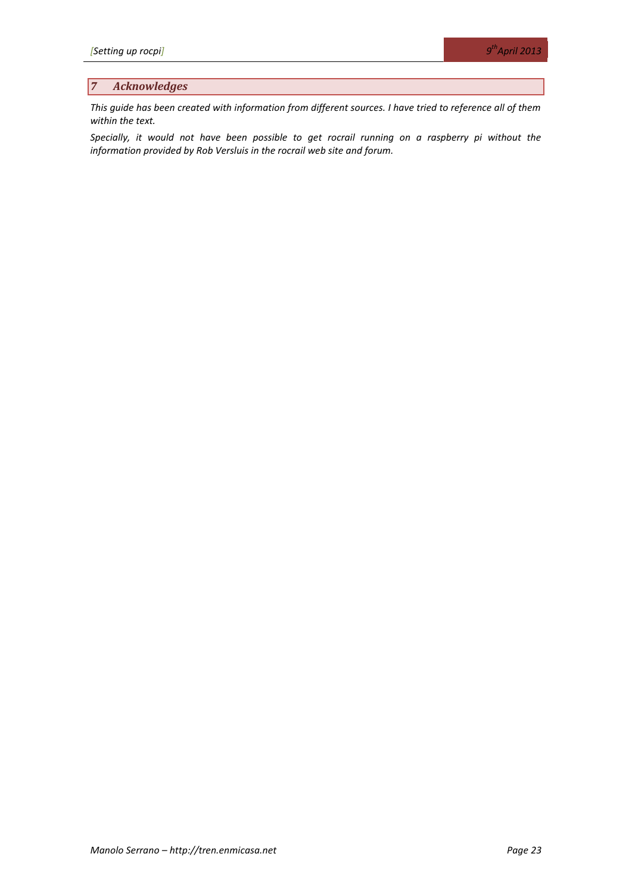## 7 Acknowledges

*This guide has been created with information from different sources. I have tried to reference all of them within the text.*

*Specially, it would not have been possible to get rocrail running on a raspberry pi without the information provided by Rob Versluis in the rocrail web site and forum.*